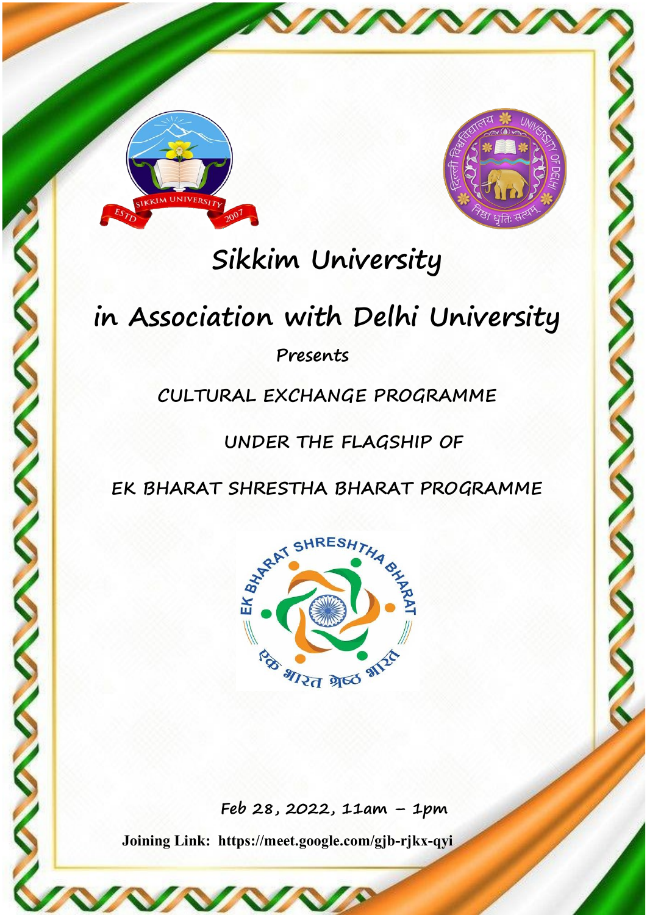# Sikkim University

# in Association with Delhi University

**Presents**

## CULTURAL EXCHANGE PROGRAMME

## UNDER THE FLAGSHIP OF

## EK BHARAT SHRESTHA BHARAT PROGRAMME

**Feb 28, 2022, 11am – 1pm**

**Joining Link: https://meet.google.com/gjb-rjkx-qyi**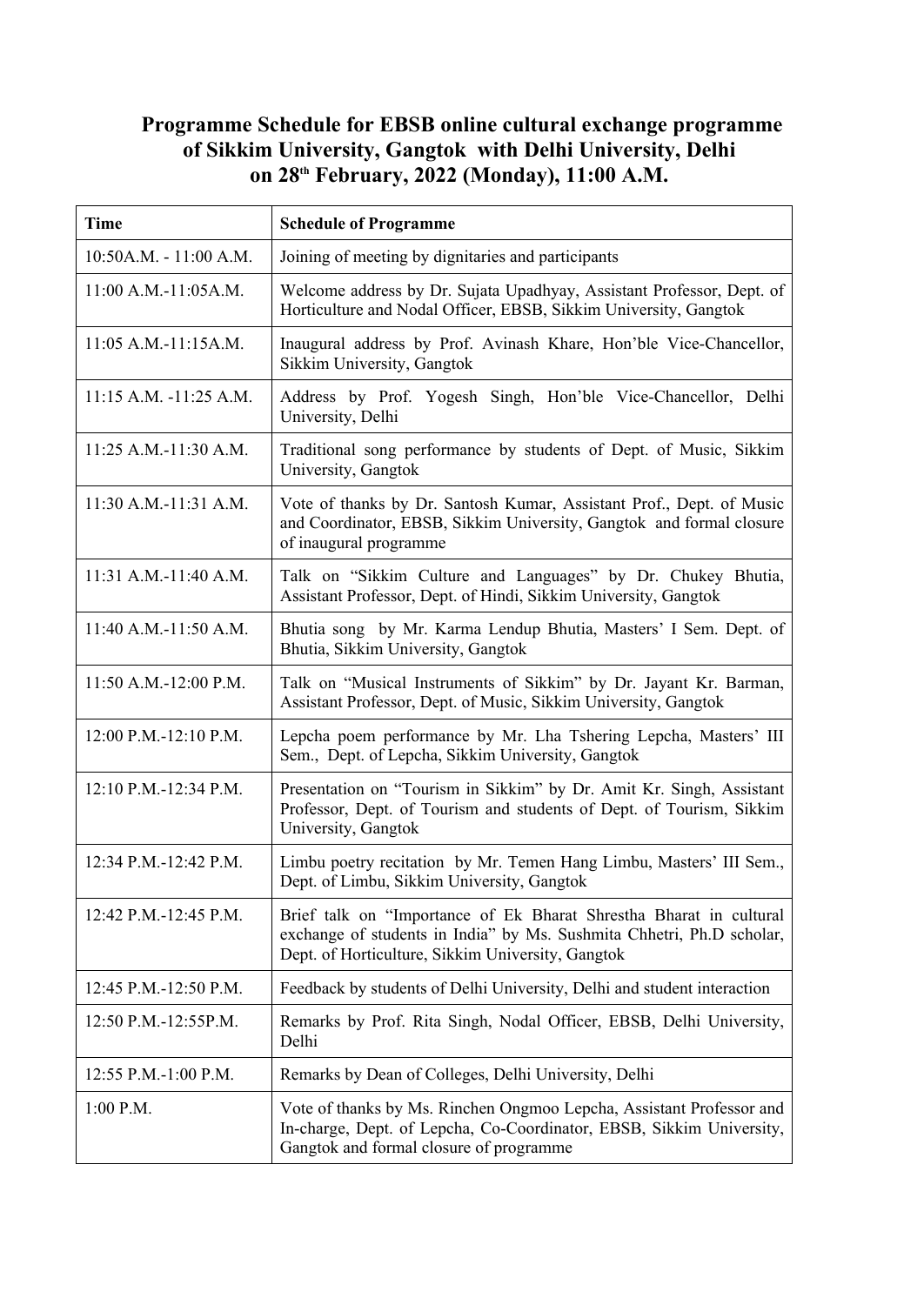# Programme Schedule for EBSB online cultural exchange programme of Sikkim University, Gangtok with Delhi University, Delhi on 28th February, 2022 (Monday), 11:00 A.M.

| Time | Schedule of Programme |
|---|---|
| 10:50A.M. - 11:00 A.M. | Joining of meeting by dignitaries and participants |
| 11:00 A.M.-11:05A.M. | Welcome address by Dr. Sujata Upadhyay, Assistant Professor, Dept. of Horticulture and Nodal Officer, EBSB, Sikkim University, Gangtok |
| 11:05 A.M.-11:15A.M. | Inaugural address by Prof. Avinash Khare, Hon'ble Vice-Chancellor, Sikkim University, Gangtok |
| 11:15 A.M. -11:25 A.M. | Address by Prof. Yogesh Singh, Hon'ble Vice-Chancellor, Delhi University, Delhi |
| 11:25 A.M.-11:30 A.M. | Traditional song performance by students of Dept. of Music, Sikkim University, Gangtok |
| 11:30 A.M.-11:31 A.M. | Vote of thanks by Dr. Santosh Kumar, Assistant Prof., Dept. of Music and Coordinator, EBSB, Sikkim University, Gangtok and formal closure of inaugural programme |
| 11:31 A.M.-11:40 A.M. | Talk on "Sikkim Culture and Languages" by Dr. Chukey Bhutia, Assistant Professor, Dept. of Hindi, Sikkim University, Gangtok |
| 11:40 A.M.-11:50 A.M. | Bhutia song by Mr. Karma Lendup Bhutia, Masters' I Sem. Dept. of Bhutia, Sikkim University, Gangtok |
| 11:50 A.M.-12:00 P.M. | Talk on "Musical Instruments of Sikkim" by Dr. Jayant Kr. Barman, Assistant Professor, Dept. of Music, Sikkim University, Gangtok |
| 12:00 P.M.-12:10 P.M. | Lepcha poem performance by Mr. Lha Tshering Lepcha, Masters' III Sem., Dept. of Lepcha, Sikkim University, Gangtok |
| 12:10 P.M.-12:34 P.M. | Presentation on "Tourism in Sikkim" by Dr. Amit Kr. Singh, Assistant Professor, Dept. of Tourism and students of Dept. of Tourism, Sikkim University, Gangtok |
| 12:34 P.M.-12:42 P.M. | Limbu poetry recitation by Mr. Temen Hang Limbu, Masters' III Sem., Dept. of Limbu, Sikkim University, Gangtok |
| 12:42 P.M.-12:45 P.M. | Brief talk on "Importance of Ek Bharat Shrestha Bharat in cultural exchange of students in India" by Ms. Sushmita Chhetri, Ph.D scholar, Dept. of Horticulture, Sikkim University, Gangtok |
| 12:45 P.M.-12:50 P.M. | Feedback by students of Delhi University, Delhi and student interaction |
| 12:50 P.M.-12:55P.M. | Remarks by Prof. Rita Singh, Nodal Officer, EBSB, Delhi University, Delhi |
| 12:55 P.M.-1:00 P.M. | Remarks by Dean of Colleges, Delhi University, Delhi |
| 1:00 P.M. | Vote of thanks by Ms. Rinchen Ongmoo Lepcha, Assistant Professor and In-charge, Dept. of Lepcha, Co-Coordinator, EBSB, Sikkim University, Gangtok and formal closure of programme |